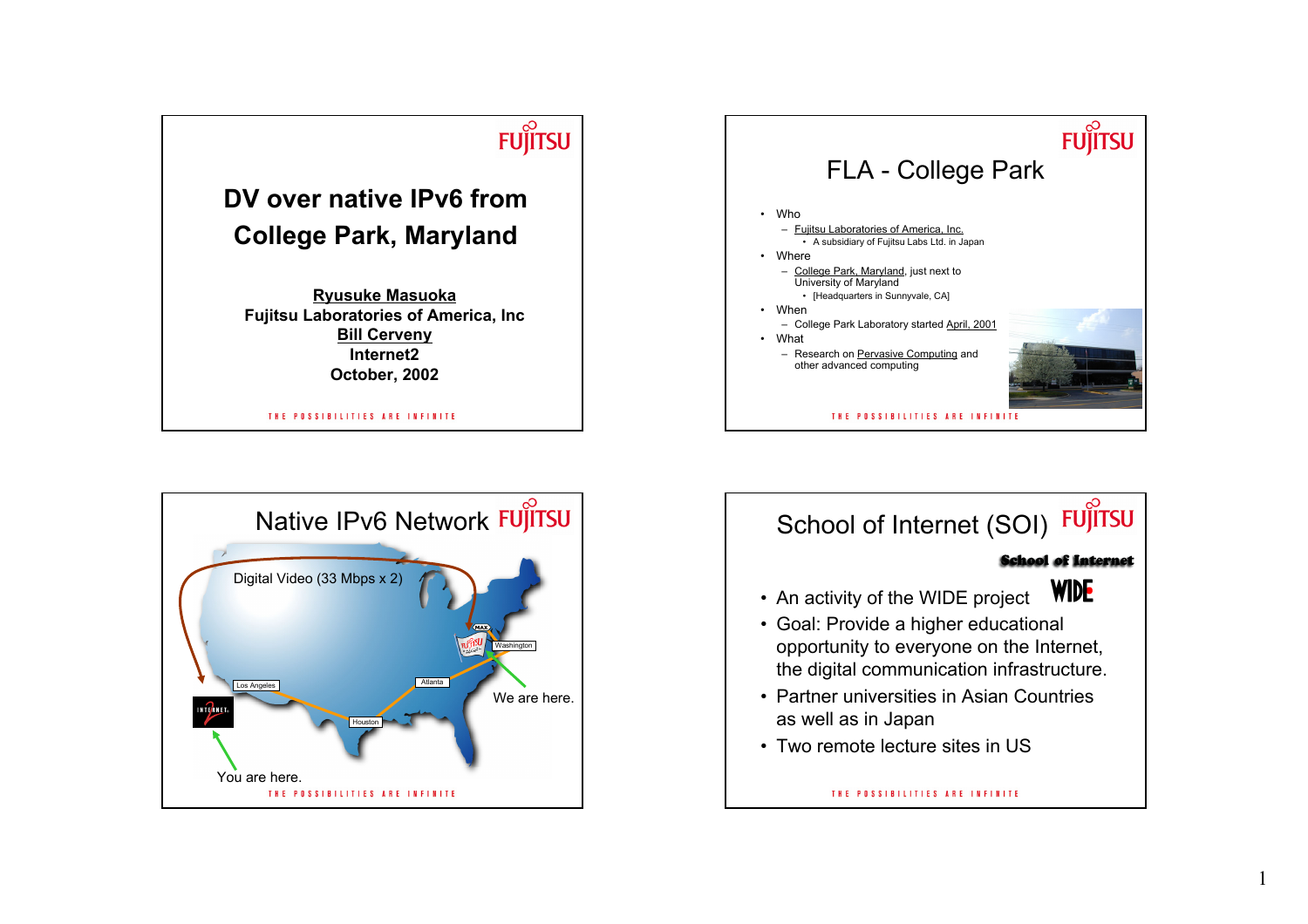# DV over native IPv6 from College Park, Maryland

**Ryusuke Masuoka**
**Fujitsu Laboratories of America, Inc**
**Bill Cerveny**
**Internet2**
**October, 2002**

THE POSSIBILITIES ARE INFINITE

## FLA - College Park

- Who
  - Fujitsu Laboratories of America, Inc.
    - A subsidiary of Fujitsu Labs Ltd. in Japan
- Where
  - College Park, Maryland, just next to University of Maryland
    - [Headquarters in Sunnyvale, CA]
- When
  - College Park Laboratory started April, 2001
- What
  - Research on Pervasive Computing and other advanced computing

THE POSSIBILITIES ARE INFINITE

## Native IPv6 Network

Digital Video (33 Mbps x 2)

Los Angeles

Houston

Atlanta

Washington

MAX

We are here.

You are here.

THE POSSIBILITIES ARE INFINITE

## School of Internet (SOI)

School of Internet

- An activity of the WIDE project
- Goal: Provide a higher educational opportunity to everyone on the Internet, the digital communication infrastructure.
- Partner universities in Asian Countries as well as in Japan
- Two remote lecture sites in US

THE POSSIBILITIES ARE INFINITE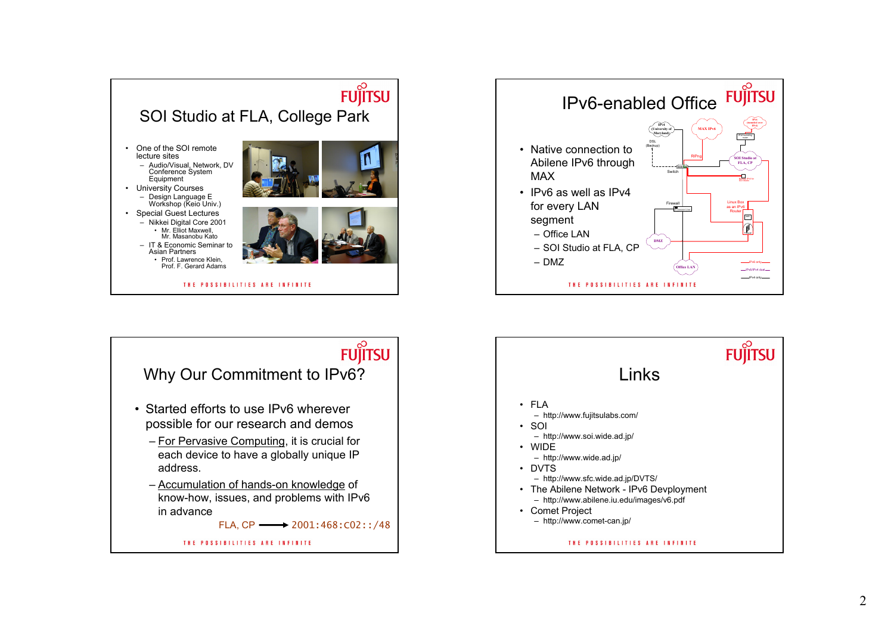## SOI Studio at FLA, College Park

- One of the SOI remote lecture sites
  - Audio/Visual, Network, DV Conference System Equipment
- University Courses
  - Design Language E Workshop (Keio Univ.)
- Special Guest Lectures
  - Nikkei Digital Core 2001
    - Mr. Elliot Maxwell, Mr. Masanobu Kato
  - IT & Economic Seminar to Asian Partners
    - Prof. Lawrence Klein, Prof. F. Gerard Adams

## IPv6-enabled Office

- Native connection to Abilene IPv6 through MAX
- IPv6 as well as IPv4 for every LAN segment
  - Office LAN
  - SOI Studio at FLA, CP
  - DMZ

IPv4 (University of Maryland)
MAX IPv6
DSL (Backup)
RIPng
Switch
SOI Studio at FLA, CP
Firewall
Linux Box as an IPv6 Router
DMZ
Office LAN
IPv6 only
IPv6/IPv4 dual
IPv4 only

## Why Our Commitment to IPv6?

- Started efforts to use IPv6 wherever possible for our research and demos
  - For Pervasive Computing, it is crucial for each device to have a globally unique IP address.
  - Accumulation of hands-on knowledge of know-how, issues, and problems with IPv6 in advance

FLA, CP → 2001:468:C02::/48

## Links

- FLA
  - http://www.fujitsulabs.com/
- SOI
  - http://www.soi.wide.ad.jp/
- WIDE
  - http://www.wide.ad.jp/
- DVTS
  - http://www.sfc.wide.ad.jp/DVTS/
- The Abilene Network - IPv6 Devployment
  - http://www.abilene.iu.edu/images/v6.pdf
- Comet Project
  - http://www.comet-can.jp/